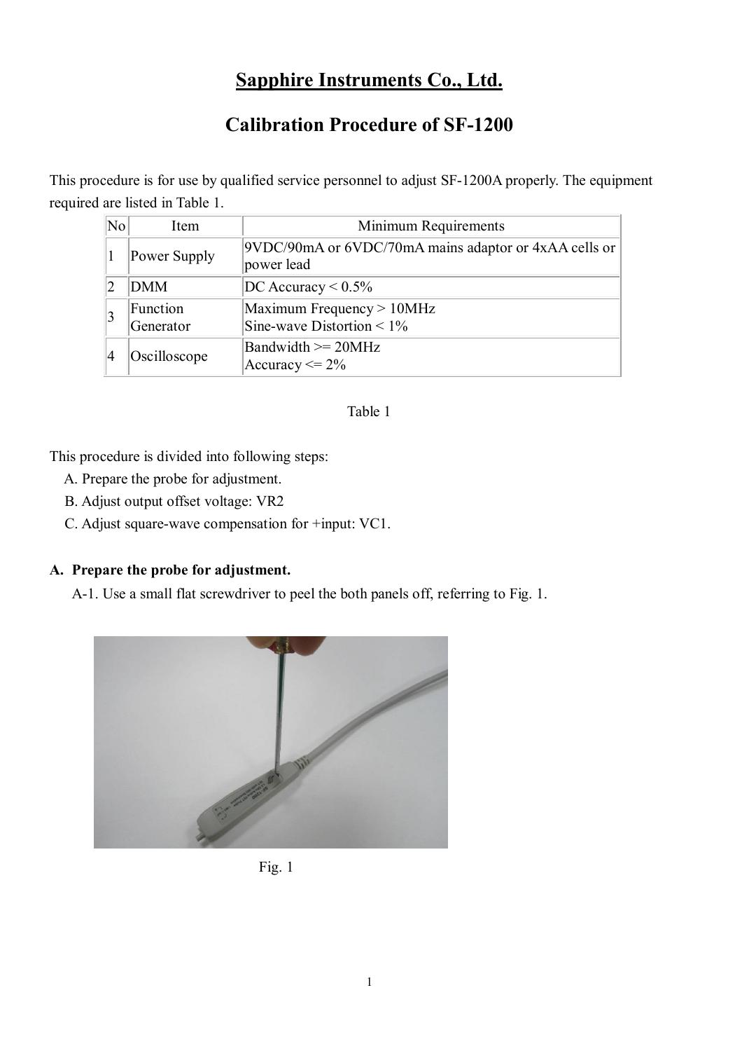# Sapphire Instruments Co., Ltd.

## Calibration Procedure of SF-1200

This procedure is for use by qualified service personnel to adjust SF-1200A properly. The equipment required are listed in Table 1.

| No | Item | Minimum Requirements |
|---|---|---|
| 1 | Power Supply | 9VDC/90mA or 6VDC/70mA mains adaptor or 4xAA cells or power lead |
| 2 | DMM | DC Accuracy < 0.5% |
| 3 | Function Generator | Maximum Frequency > 10MHz<br>Sine-wave Distortion < 1% |
| 4 | Oscilloscope | Bandwidth >= 20MHz<br>Accuracy <= 2% |

Table 1

This procedure is divided into following steps:

A. Prepare the probe for adjustment.
B. Adjust output offset voltage: VR2
C. Adjust square-wave compensation for +input: VC1.

**A. Prepare the probe for adjustment.**

A-1. Use a small flat screwdriver to peel the both panels off, referring to Fig. 1.

Fig. 1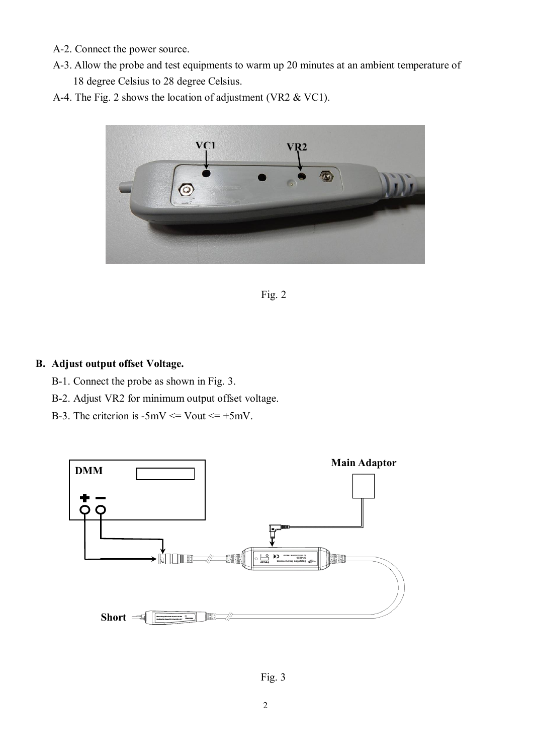A-2. Connect the power source.

A-3. Allow the probe and test equipments to warm up 20 minutes at an ambient temperature of 18 degree Celsius to 28 degree Celsius.

A-4. The Fig. 2 shows the location of adjustment (VR2 & VC1).

Fig. 2

## B. Adjust output offset Voltage.

B-1. Connect the probe as shown in Fig. 3.

B-2. Adjust VR2 for minimum output offset voltage.

B-3. The criterion is -5mV <= Vout <= +5mV.

Fig. 3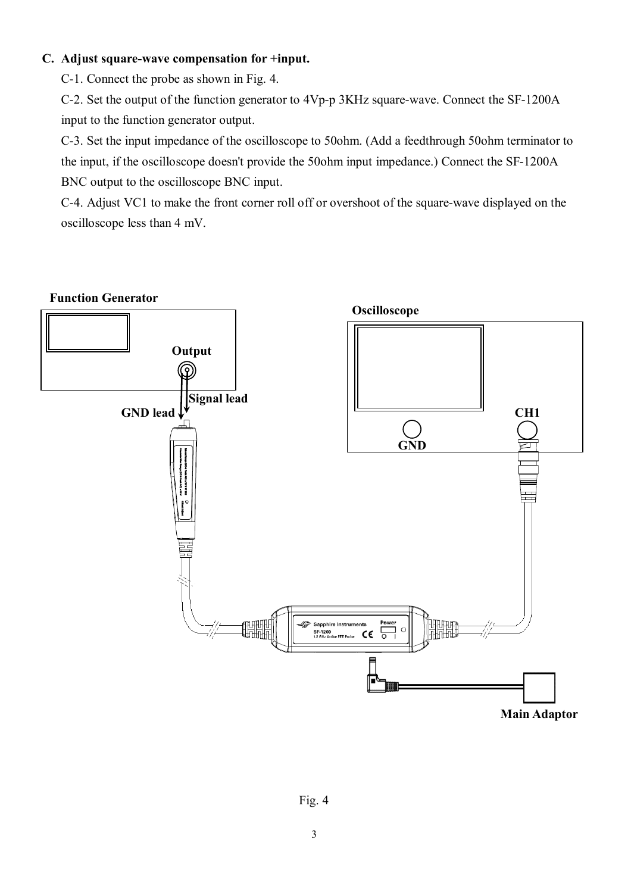### C. Adjust square-wave compensation for +input.

C-1. Connect the probe as shown in Fig. 4.

C-2. Set the output of the function generator to 4Vp-p 3KHz square-wave. Connect the SF-1200A input to the function generator output.

C-3. Set the input impedance of the oscilloscope to 50ohm. (Add a feedthrough 50ohm terminator to the input, if the oscilloscope doesn't provide the 50ohm input impedance.) Connect the SF-1200A BNC output to the oscilloscope BNC input.

C-4. Adjust VC1 to make the front corner roll off or overshoot of the square-wave displayed on the oscilloscope less than 4 mV.

Function Generator

Output

Signal lead

GND lead

Oscilloscope

CH1

GND

Main Adaptor

Fig. 4